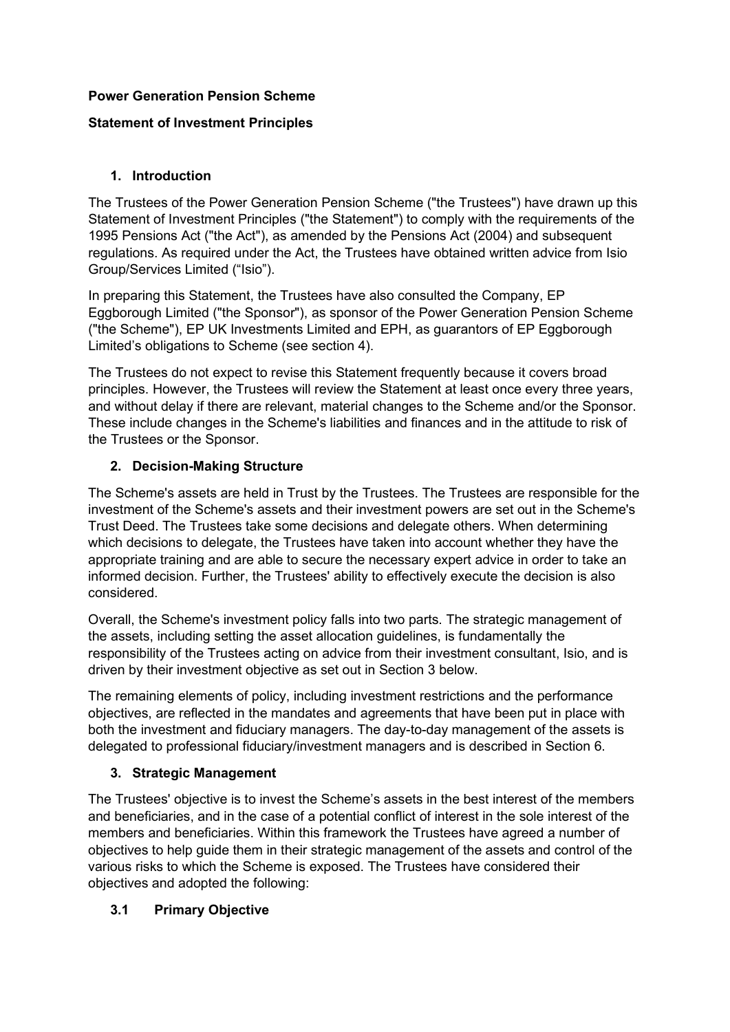**Power Generation Pension Scheme**

**Statement of Investment Principles**

## 1. Introduction

The Trustees of the Power Generation Pension Scheme ("the Trustees") have drawn up this Statement of Investment Principles ("the Statement") to comply with the requirements of the 1995 Pensions Act ("the Act"), as amended by the Pensions Act (2004) and subsequent regulations. As required under the Act, the Trustees have obtained written advice from Isio Group/Services Limited ("Isio").

In preparing this Statement, the Trustees have also consulted the Company, EP Eggborough Limited ("the Sponsor"), as sponsor of the Power Generation Pension Scheme ("the Scheme"), EP UK Investments Limited and EPH, as guarantors of EP Eggborough Limited's obligations to Scheme (see section 4).

The Trustees do not expect to revise this Statement frequently because it covers broad principles. However, the Trustees will review the Statement at least once every three years, and without delay if there are relevant, material changes to the Scheme and/or the Sponsor. These include changes in the Scheme's liabilities and finances and in the attitude to risk of the Trustees or the Sponsor.

## 2. Decision-Making Structure

The Scheme's assets are held in Trust by the Trustees. The Trustees are responsible for the investment of the Scheme's assets and their investment powers are set out in the Scheme's Trust Deed. The Trustees take some decisions and delegate others. When determining which decisions to delegate, the Trustees have taken into account whether they have the appropriate training and are able to secure the necessary expert advice in order to take an informed decision. Further, the Trustees' ability to effectively execute the decision is also considered.

Overall, the Scheme's investment policy falls into two parts. The strategic management of the assets, including setting the asset allocation guidelines, is fundamentally the responsibility of the Trustees acting on advice from their investment consultant, Isio, and is driven by their investment objective as set out in Section 3 below.

The remaining elements of policy, including investment restrictions and the performance objectives, are reflected in the mandates and agreements that have been put in place with both the investment and fiduciary managers. The day-to-day management of the assets is delegated to professional fiduciary/investment managers and is described in Section 6.

## 3. Strategic Management

The Trustees' objective is to invest the Scheme's assets in the best interest of the members and beneficiaries, and in the case of a potential conflict of interest in the sole interest of the members and beneficiaries. Within this framework the Trustees have agreed a number of objectives to help guide them in their strategic management of the assets and control of the various risks to which the Scheme is exposed. The Trustees have considered their objectives and adopted the following:

### 3.1 Primary Objective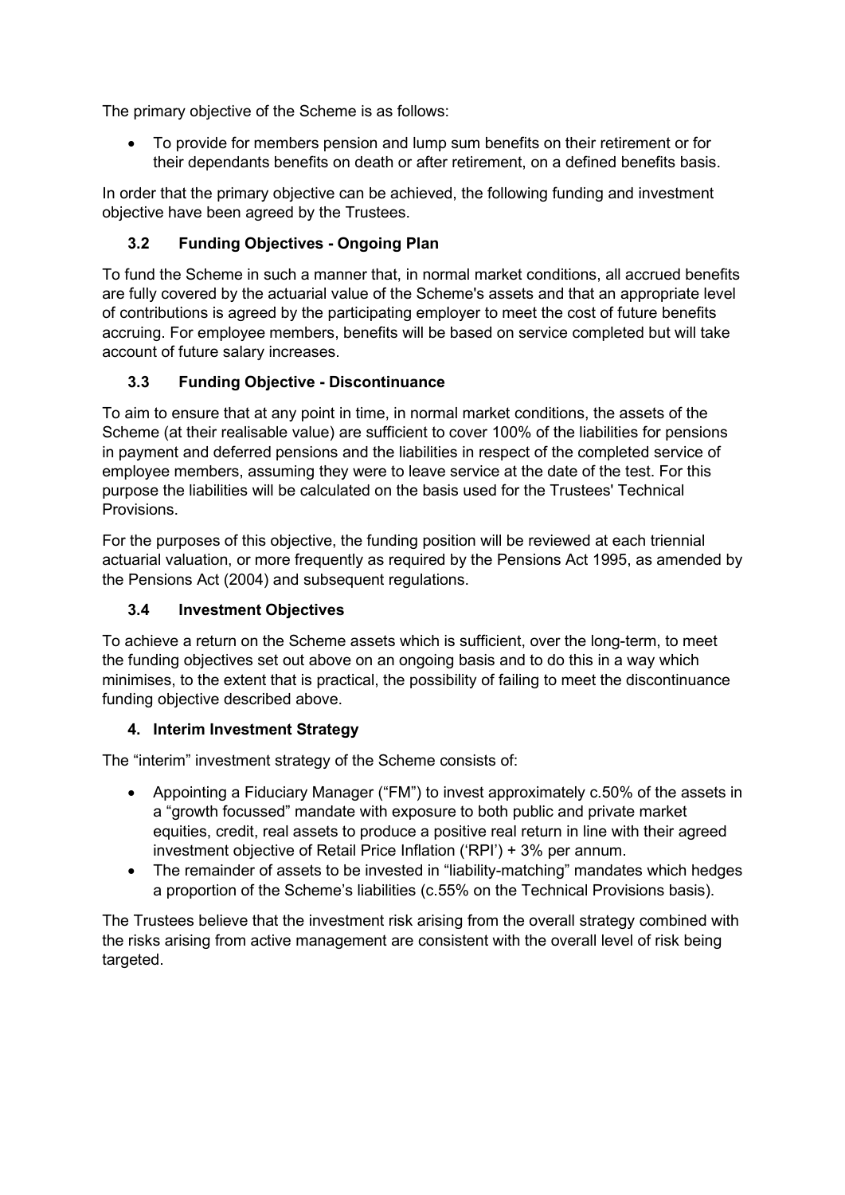The primary objective of the Scheme is as follows:

- To provide for members pension and lump sum benefits on their retirement or for their dependants benefits on death or after retirement, on a defined benefits basis.

In order that the primary objective can be achieved, the following funding and investment objective have been agreed by the Trustees.

### 3.2 Funding Objectives - Ongoing Plan

To fund the Scheme in such a manner that, in normal market conditions, all accrued benefits are fully covered by the actuarial value of the Scheme's assets and that an appropriate level of contributions is agreed by the participating employer to meet the cost of future benefits accruing. For employee members, benefits will be based on service completed but will take account of future salary increases.

### 3.3 Funding Objective - Discontinuance

To aim to ensure that at any point in time, in normal market conditions, the assets of the Scheme (at their realisable value) are sufficient to cover 100% of the liabilities for pensions in payment and deferred pensions and the liabilities in respect of the completed service of employee members, assuming they were to leave service at the date of the test. For this purpose the liabilities will be calculated on the basis used for the Trustees' Technical Provisions.

For the purposes of this objective, the funding position will be reviewed at each triennial actuarial valuation, or more frequently as required by the Pensions Act 1995, as amended by the Pensions Act (2004) and subsequent regulations.

### 3.4 Investment Objectives

To achieve a return on the Scheme assets which is sufficient, over the long-term, to meet the funding objectives set out above on an ongoing basis and to do this in a way which minimises, to the extent that is practical, the possibility of failing to meet the discontinuance funding objective described above.

## 4. Interim Investment Strategy

The "interim" investment strategy of the Scheme consists of:

- Appointing a Fiduciary Manager ("FM") to invest approximately c.50% of the assets in a "growth focussed" mandate with exposure to both public and private market equities, credit, real assets to produce a positive real return in line with their agreed investment objective of Retail Price Inflation ('RPI') + 3% per annum.
- The remainder of assets to be invested in "liability-matching" mandates which hedges a proportion of the Scheme's liabilities (c.55% on the Technical Provisions basis).

The Trustees believe that the investment risk arising from the overall strategy combined with the risks arising from active management are consistent with the overall level of risk being targeted.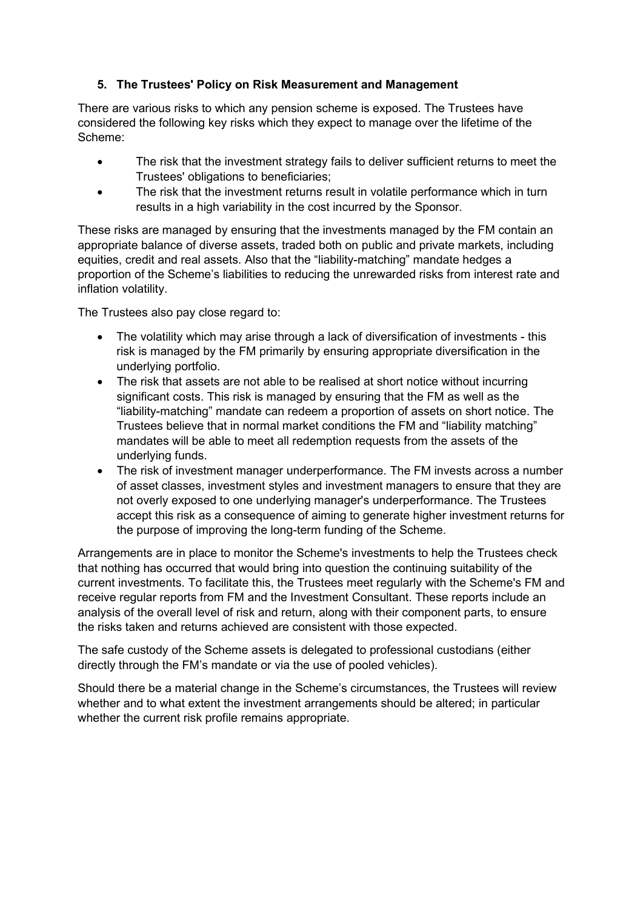## 5. The Trustees' Policy on Risk Measurement and Management

There are various risks to which any pension scheme is exposed. The Trustees have considered the following key risks which they expect to manage over the lifetime of the Scheme:

- The risk that the investment strategy fails to deliver sufficient returns to meet the Trustees' obligations to beneficiaries;
- The risk that the investment returns result in volatile performance which in turn results in a high variability in the cost incurred by the Sponsor.

These risks are managed by ensuring that the investments managed by the FM contain an appropriate balance of diverse assets, traded both on public and private markets, including equities, credit and real assets. Also that the "liability-matching" mandate hedges a proportion of the Scheme's liabilities to reducing the unrewarded risks from interest rate and inflation volatility.

The Trustees also pay close regard to:

- The volatility which may arise through a lack of diversification of investments - this risk is managed by the FM primarily by ensuring appropriate diversification in the underlying portfolio.
- The risk that assets are not able to be realised at short notice without incurring significant costs. This risk is managed by ensuring that the FM as well as the "liability-matching" mandate can redeem a proportion of assets on short notice. The Trustees believe that in normal market conditions the FM and "liability matching" mandates will be able to meet all redemption requests from the assets of the underlying funds.
- The risk of investment manager underperformance. The FM invests across a number of asset classes, investment styles and investment managers to ensure that they are not overly exposed to one underlying manager's underperformance. The Trustees accept this risk as a consequence of aiming to generate higher investment returns for the purpose of improving the long-term funding of the Scheme.

Arrangements are in place to monitor the Scheme's investments to help the Trustees check that nothing has occurred that would bring into question the continuing suitability of the current investments. To facilitate this, the Trustees meet regularly with the Scheme's FM and receive regular reports from FM and the Investment Consultant. These reports include an analysis of the overall level of risk and return, along with their component parts, to ensure the risks taken and returns achieved are consistent with those expected.

The safe custody of the Scheme assets is delegated to professional custodians (either directly through the FM's mandate or via the use of pooled vehicles).

Should there be a material change in the Scheme's circumstances, the Trustees will review whether and to what extent the investment arrangements should be altered; in particular whether the current risk profile remains appropriate.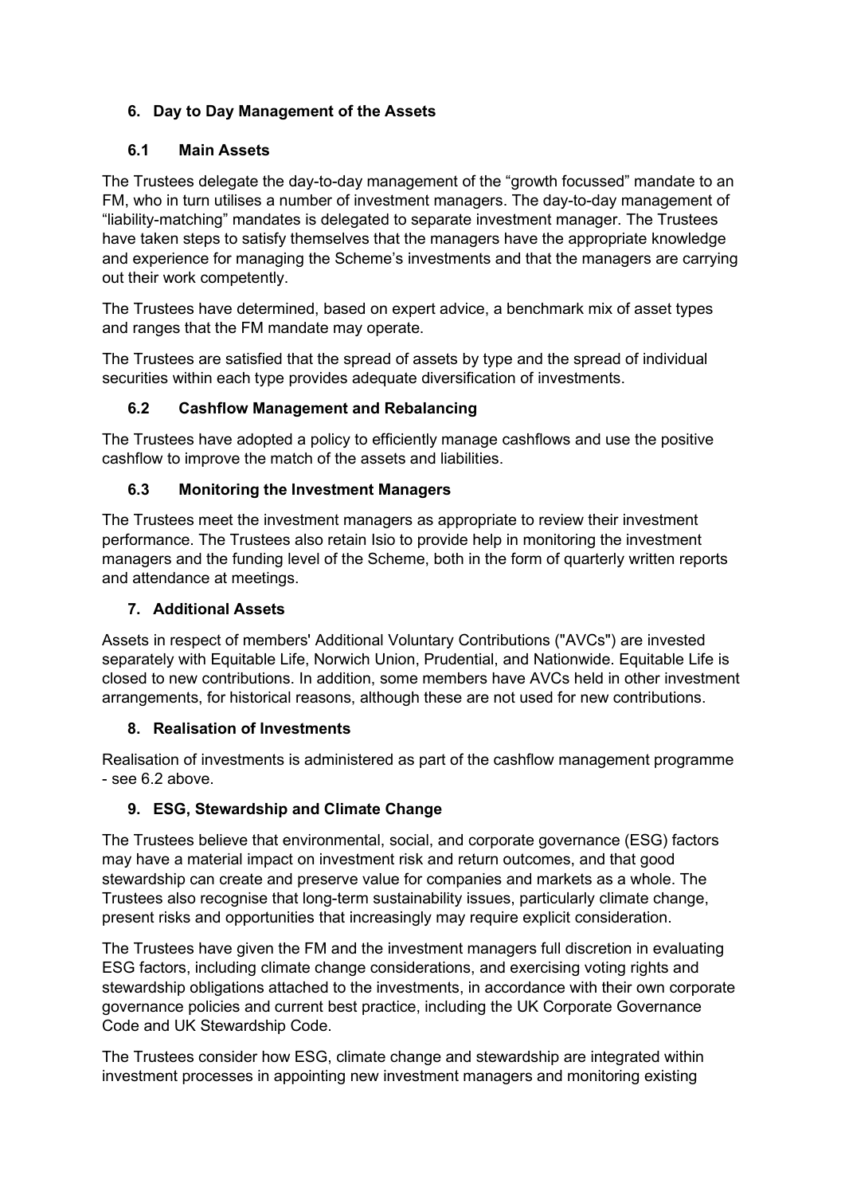## 6. Day to Day Management of the Assets

### 6.1 Main Assets

The Trustees delegate the day-to-day management of the "growth focussed" mandate to an FM, who in turn utilises a number of investment managers. The day-to-day management of "liability-matching" mandates is delegated to separate investment manager. The Trustees have taken steps to satisfy themselves that the managers have the appropriate knowledge and experience for managing the Scheme's investments and that the managers are carrying out their work competently.

The Trustees have determined, based on expert advice, a benchmark mix of asset types and ranges that the FM mandate may operate.

The Trustees are satisfied that the spread of assets by type and the spread of individual securities within each type provides adequate diversification of investments.

### 6.2 Cashflow Management and Rebalancing

The Trustees have adopted a policy to efficiently manage cashflows and use the positive cashflow to improve the match of the assets and liabilities.

### 6.3 Monitoring the Investment Managers

The Trustees meet the investment managers as appropriate to review their investment performance. The Trustees also retain Isio to provide help in monitoring the investment managers and the funding level of the Scheme, both in the form of quarterly written reports and attendance at meetings.

## 7. Additional Assets

Assets in respect of members' Additional Voluntary Contributions ("AVCs") are invested separately with Equitable Life, Norwich Union, Prudential, and Nationwide. Equitable Life is closed to new contributions. In addition, some members have AVCs held in other investment arrangements, for historical reasons, although these are not used for new contributions.

## 8. Realisation of Investments

Realisation of investments is administered as part of the cashflow management programme - see 6.2 above.

## 9. ESG, Stewardship and Climate Change

The Trustees believe that environmental, social, and corporate governance (ESG) factors may have a material impact on investment risk and return outcomes, and that good stewardship can create and preserve value for companies and markets as a whole. The Trustees also recognise that long-term sustainability issues, particularly climate change, present risks and opportunities that increasingly may require explicit consideration.

The Trustees have given the FM and the investment managers full discretion in evaluating ESG factors, including climate change considerations, and exercising voting rights and stewardship obligations attached to the investments, in accordance with their own corporate governance policies and current best practice, including the UK Corporate Governance Code and UK Stewardship Code.

The Trustees consider how ESG, climate change and stewardship are integrated within investment processes in appointing new investment managers and monitoring existing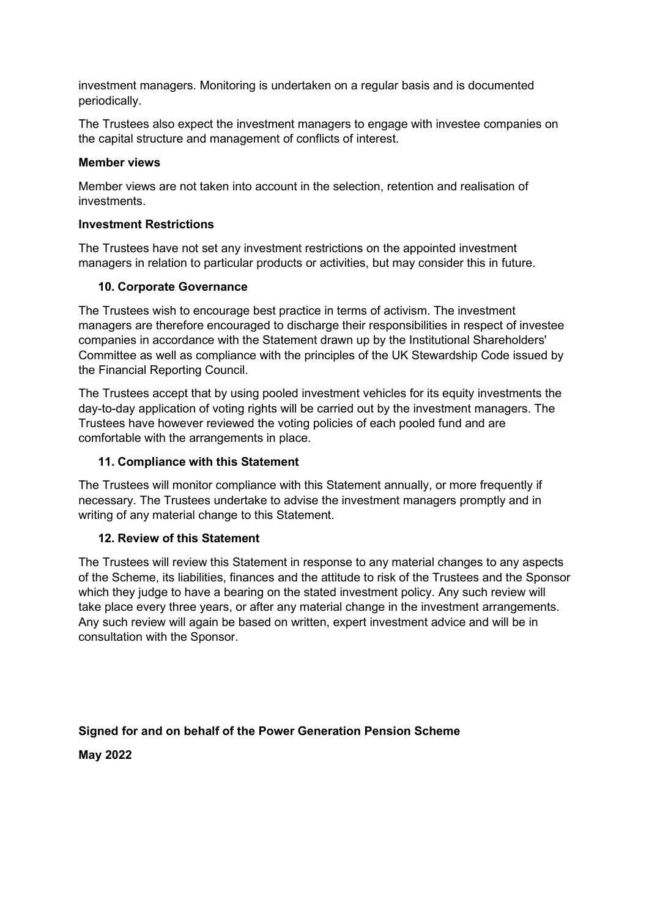investment managers. Monitoring is undertaken on a regular basis and is documented periodically.

The Trustees also expect the investment managers to engage with investee companies on the capital structure and management of conflicts of interest.

**Member views**

Member views are not taken into account in the selection, retention and realisation of investments.

**Investment Restrictions**

The Trustees have not set any investment restrictions on the appointed investment managers in relation to particular products or activities, but may consider this in future.

### 10. Corporate Governance

The Trustees wish to encourage best practice in terms of activism. The investment managers are therefore encouraged to discharge their responsibilities in respect of investee companies in accordance with the Statement drawn up by the Institutional Shareholders' Committee as well as compliance with the principles of the UK Stewardship Code issued by the Financial Reporting Council.

The Trustees accept that by using pooled investment vehicles for its equity investments the day-to-day application of voting rights will be carried out by the investment managers. The Trustees have however reviewed the voting policies of each pooled fund and are comfortable with the arrangements in place.

### 11. Compliance with this Statement

The Trustees will monitor compliance with this Statement annually, or more frequently if necessary. The Trustees undertake to advise the investment managers promptly and in writing of any material change to this Statement.

### 12. Review of this Statement

The Trustees will review this Statement in response to any material changes to any aspects of the Scheme, its liabilities, finances and the attitude to risk of the Trustees and the Sponsor which they judge to have a bearing on the stated investment policy. Any such review will take place every three years, or after any material change in the investment arrangements. Any such review will again be based on written, expert investment advice and will be in consultation with the Sponsor.

**Signed for and on behalf of the Power Generation Pension Scheme**

**May 2022**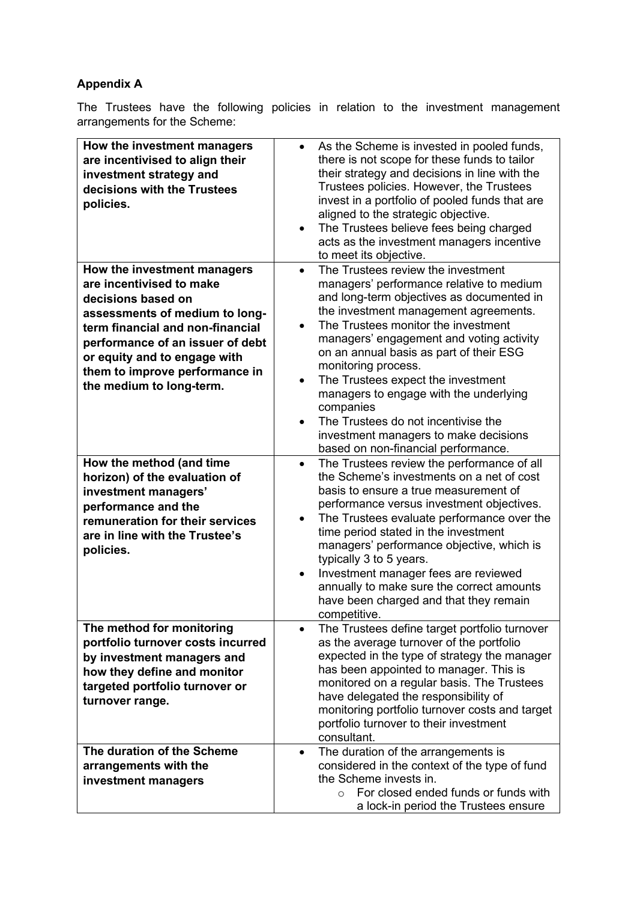**Appendix A**

The Trustees have the following policies in relation to the investment management arrangements for the Scheme:

| | |
|---|---|
| **How the investment managers are incentivised to align their investment strategy and decisions with the Trustees policies.** | • As the Scheme is invested in pooled funds, there is not scope for these funds to tailor their strategy and decisions in line with the Trustees policies. However, the Trustees invest in a portfolio of pooled funds that are aligned to the strategic objective.<br>• The Trustees believe fees being charged acts as the investment managers incentive to meet its objective. |
| **How the investment managers are incentivised to make decisions based on assessments of medium to long-term financial and non-financial performance of an issuer of debt or equity and to engage with them to improve performance in the medium to long-term.** | • The Trustees review the investment managers' performance relative to medium and long-term objectives as documented in the investment management agreements.<br>• The Trustees monitor the investment managers' engagement and voting activity on an annual basis as part of their ESG monitoring process.<br>• The Trustees expect the investment managers to engage with the underlying companies<br>• The Trustees do not incentivise the investment managers to make decisions based on non-financial performance. |
| **How the method (and time horizon) of the evaluation of investment managers' performance and the remuneration for their services are in line with the Trustee's policies.** | • The Trustees review the performance of all the Scheme's investments on a net of cost basis to ensure a true measurement of performance versus investment objectives.<br>• The Trustees evaluate performance over the time period stated in the investment managers' performance objective, which is typically 3 to 5 years.<br>• Investment manager fees are reviewed annually to make sure the correct amounts have been charged and that they remain competitive. |
| **The method for monitoring portfolio turnover costs incurred by investment managers and how they define and monitor targeted portfolio turnover or turnover range.** | • The Trustees define target portfolio turnover as the average turnover of the portfolio expected in the type of strategy the manager has been appointed to manager. This is monitored on a regular basis. The Trustees have delegated the responsibility of monitoring portfolio turnover costs and target portfolio turnover to their investment consultant. |
| **The duration of the Scheme arrangements with the investment managers** | • The duration of the arrangements is considered in the context of the type of fund the Scheme invests in.<br>&nbsp;&nbsp;&nbsp;&nbsp;○ For closed ended funds or funds with a lock-in period the Trustees ensure |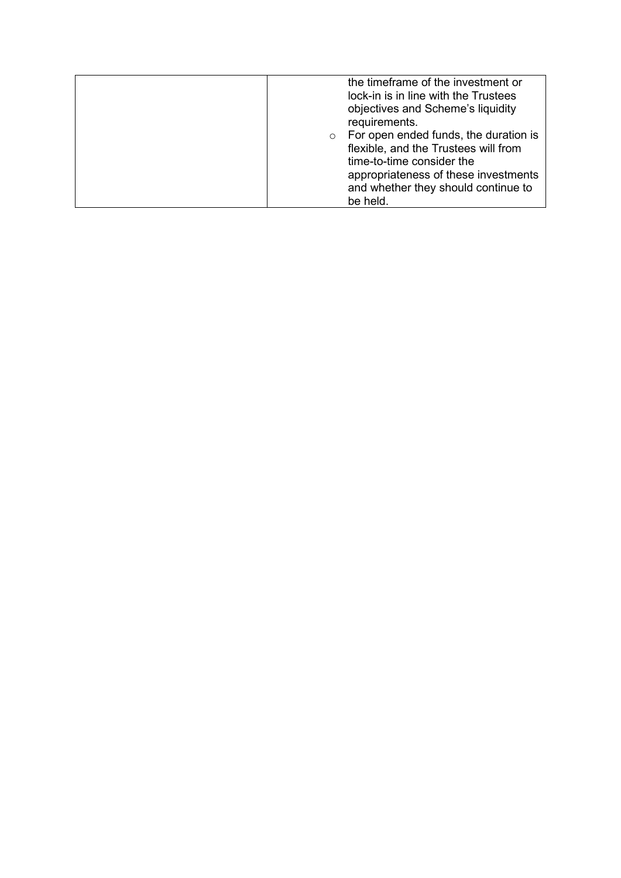| | |
|---|---|
| | the timeframe of the investment or lock-in is in line with the Trustees objectives and Scheme's liquidity requirements.<br>◦ For open ended funds, the duration is flexible, and the Trustees will from time-to-time consider the appropriateness of these investments and whether they should continue to be held. |